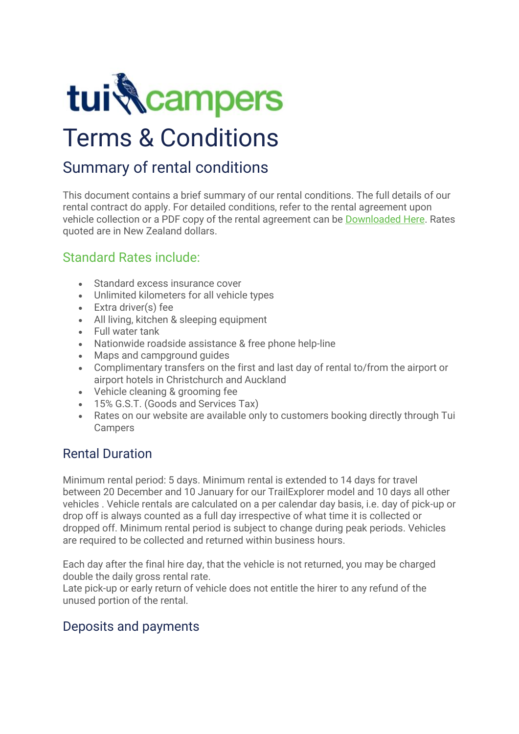tui campers

# Terms & Conditions

## Summary of rental conditions

This document contains a brief summary of our rental conditions. The full details of our rental contract do apply. For detailed conditions, refer to the rental agreement upon vehicle collection or a PDF copy of the rental agreement can be Downloaded Here. Rates quoted are in New Zealand dollars.

### Standard Rates include:

- Standard excess insurance cover
- Unlimited kilometers for all vehicle types
- Extra driver(s) fee
- All living, kitchen & sleeping equipment
- Full water tank
- Nationwide roadside assistance & free phone help-line
- Maps and campground guides
- Complimentary transfers on the first and last day of rental to/from the airport or airport hotels in Christchurch and Auckland
- Vehicle cleaning & grooming fee
- 15% G.S.T. (Goods and Services Tax)
- Rates on our website are available only to customers booking directly through Tui Campers

## Rental Duration

Minimum rental period: 5 days. Minimum rental is extended to 14 days for travel between 20 December and 10 January for our TrailExplorer model and 10 days all other vehicles . Vehicle rentals are calculated on a per calendar day basis, i.e. day of pick-up or drop off is always counted as a full day irrespective of what time it is collected or dropped off. Minimum rental period is subject to change during peak periods. Vehicles are required to be collected and returned within business hours.

Each day after the final hire day, that the vehicle is not returned, you may be charged double the daily gross rental rate.
Late pick-up or early return of vehicle does not entitle the hirer to any refund of the unused portion of the rental.

## Deposits and payments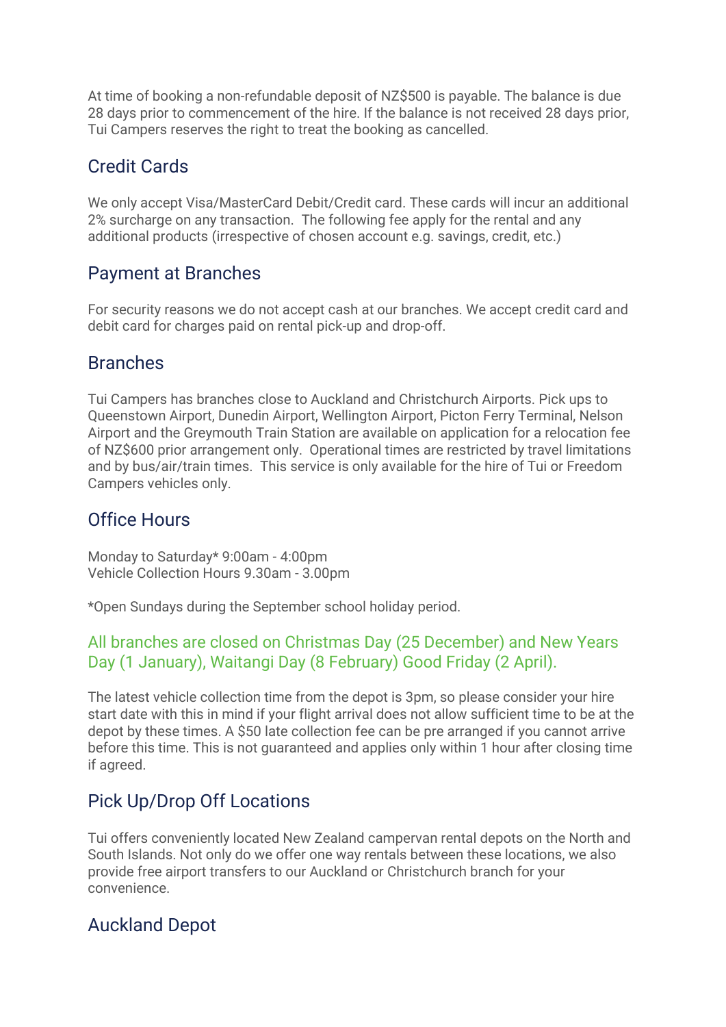At time of booking a non-refundable deposit of NZ$500 is payable. The balance is due 28 days prior to commencement of the hire. If the balance is not received 28 days prior, Tui Campers reserves the right to treat the booking as cancelled.

## Credit Cards

We only accept Visa/MasterCard Debit/Credit card. These cards will incur an additional 2% surcharge on any transaction. The following fee apply for the rental and any additional products (irrespective of chosen account e.g. savings, credit, etc.)

## Payment at Branches

For security reasons we do not accept cash at our branches. We accept credit card and debit card for charges paid on rental pick-up and drop-off.

## Branches

Tui Campers has branches close to Auckland and Christchurch Airports. Pick ups to Queenstown Airport, Dunedin Airport, Wellington Airport, Picton Ferry Terminal, Nelson Airport and the Greymouth Train Station are available on application for a relocation fee of NZ$600 prior arrangement only. Operational times are restricted by travel limitations and by bus/air/train times. This service is only available for the hire of Tui or Freedom Campers vehicles only.

## Office Hours

Monday to Saturday* 9:00am - 4:00pm
Vehicle Collection Hours 9.30am - 3.00pm

*Open Sundays during the September school holiday period.

### All branches are closed on Christmas Day (25 December) and New Years Day (1 January), Waitangi Day (8 February) Good Friday (2 April).

The latest vehicle collection time from the depot is 3pm, so please consider your hire start date with this in mind if your flight arrival does not allow sufficient time to be at the depot by these times. A $50 late collection fee can be pre arranged if you cannot arrive before this time. This is not guaranteed and applies only within 1 hour after closing time if agreed.

## Pick Up/Drop Off Locations

Tui offers conveniently located New Zealand campervan rental depots on the North and South Islands. Not only do we offer one way rentals between these locations, we also provide free airport transfers to our Auckland or Christchurch branch for your convenience.

## Auckland Depot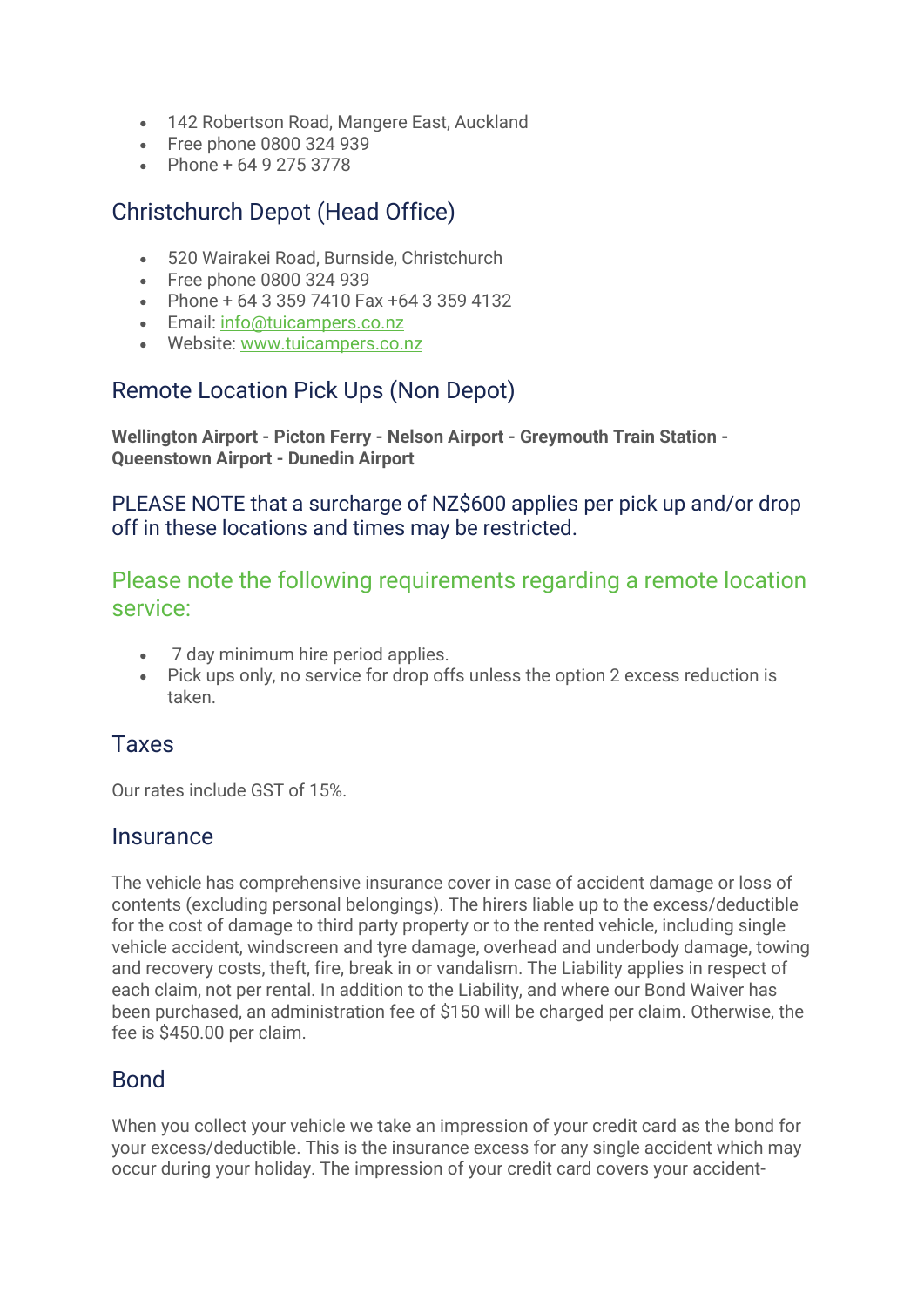- 142 Robertson Road, Mangere East, Auckland
- Free phone 0800 324 939
- Phone + 64 9 275 3778

## Christchurch Depot (Head Office)

- 520 Wairakei Road, Burnside, Christchurch
- Free phone 0800 324 939
- Phone + 64 3 359 7410 Fax +64 3 359 4132
- Email: [info@tuicampers.co.nz](mailto:info@tuicampers.co.nz)
- Website: [www.tuicampers.co.nz](http://www.tuicampers.co.nz)

## Remote Location Pick Ups (Non Depot)

**Wellington Airport - Picton Ferry - Nelson Airport - Greymouth Train Station - Queenstown Airport - Dunedin Airport**

### PLEASE NOTE that a surcharge of NZ$600 applies per pick up and/or drop off in these locations and times may be restricted.

### Please note the following requirements regarding a remote location service:

- 7 day minimum hire period applies.
- Pick ups only, no service for drop offs unless the option 2 excess reduction is taken.

## Taxes

Our rates include GST of 15%.

## Insurance

The vehicle has comprehensive insurance cover in case of accident damage or loss of contents (excluding personal belongings). The hirers liable up to the excess/deductible for the cost of damage to third party property or to the rented vehicle, including single vehicle accident, windscreen and tyre damage, overhead and underbody damage, towing and recovery costs, theft, fire, break in or vandalism. The Liability applies in respect of each claim, not per rental. In addition to the Liability, and where our Bond Waiver has been purchased, an administration fee of $150 will be charged per claim. Otherwise, the fee is $450.00 per claim.

## Bond

When you collect your vehicle we take an impression of your credit card as the bond for your excess/deductible. This is the insurance excess for any single accident which may occur during your holiday. The impression of your credit card covers your accident-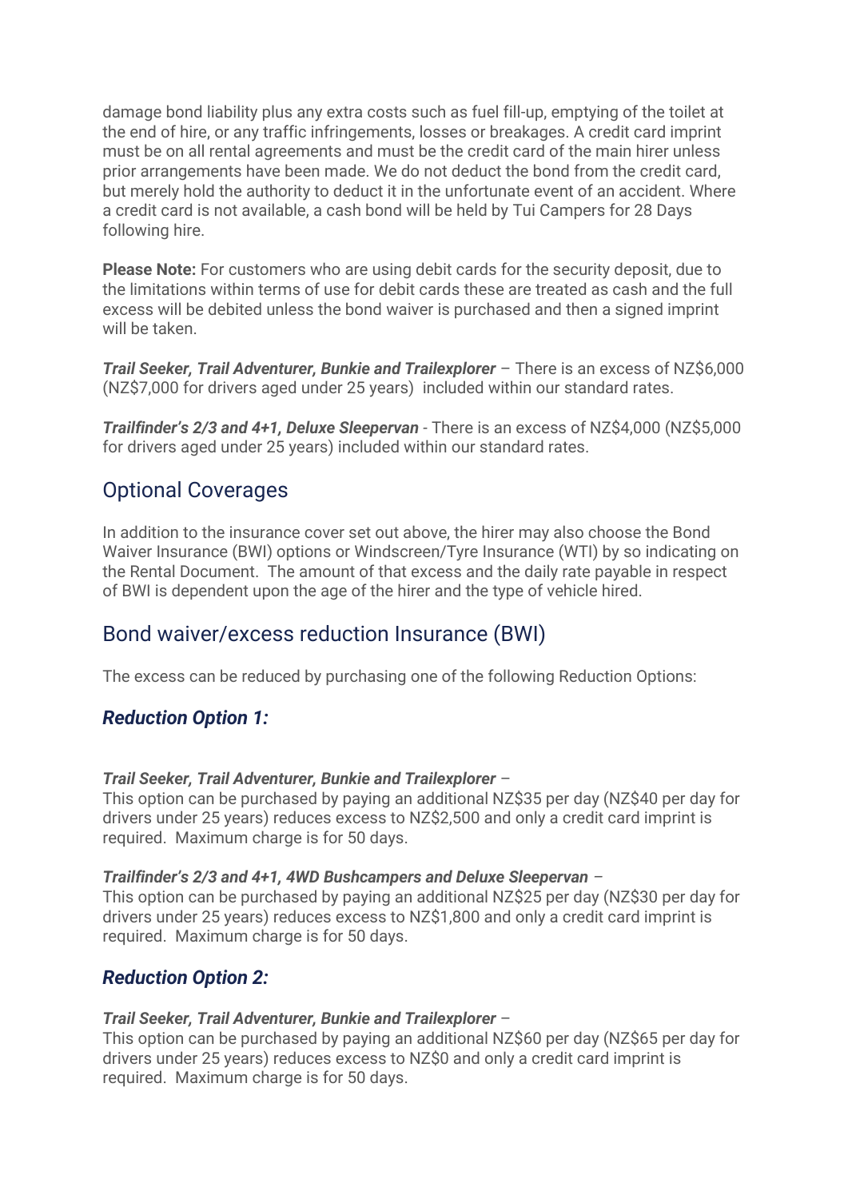damage bond liability plus any extra costs such as fuel fill-up, emptying of the toilet at the end of hire, or any traffic infringements, losses or breakages. A credit card imprint must be on all rental agreements and must be the credit card of the main hirer unless prior arrangements have been made. We do not deduct the bond from the credit card, but merely hold the authority to deduct it in the unfortunate event of an accident. Where a credit card is not available, a cash bond will be held by Tui Campers for 28 Days following hire.

**Please Note:** For customers who are using debit cards for the security deposit, due to the limitations within terms of use for debit cards these are treated as cash and the full excess will be debited unless the bond waiver is purchased and then a signed imprint will be taken.

***Trail Seeker, Trail Adventurer, Bunkie and Trailexplorer*** – There is an excess of NZ$6,000 (NZ$7,000 for drivers aged under 25 years) included within our standard rates.

***Trailfinder's 2/3 and 4+1, Deluxe Sleepervan*** - There is an excess of NZ$4,000 (NZ$5,000 for drivers aged under 25 years) included within our standard rates.

## Optional Coverages

In addition to the insurance cover set out above, the hirer may also choose the Bond Waiver Insurance (BWI) options or Windscreen/Tyre Insurance (WTI) by so indicating on the Rental Document. The amount of that excess and the daily rate payable in respect of BWI is dependent upon the age of the hirer and the type of vehicle hired.

## Bond waiver/excess reduction Insurance (BWI)

The excess can be reduced by purchasing one of the following Reduction Options:

### *Reduction Option 1:*

***Trail Seeker, Trail Adventurer, Bunkie and Trailexplorer*** –
This option can be purchased by paying an additional NZ$35 per day (NZ$40 per day for drivers under 25 years) reduces excess to NZ$2,500 and only a credit card imprint is required. Maximum charge is for 50 days.

***Trailfinder's 2/3 and 4+1, 4WD Bushcampers and Deluxe Sleepervan*** –
This option can be purchased by paying an additional NZ$25 per day (NZ$30 per day for drivers under 25 years) reduces excess to NZ$1,800 and only a credit card imprint is required. Maximum charge is for 50 days.

### *Reduction Option 2:*

***Trail Seeker, Trail Adventurer, Bunkie and Trailexplorer*** –
This option can be purchased by paying an additional NZ$60 per day (NZ$65 per day for drivers under 25 years) reduces excess to NZ$0 and only a credit card imprint is required. Maximum charge is for 50 days.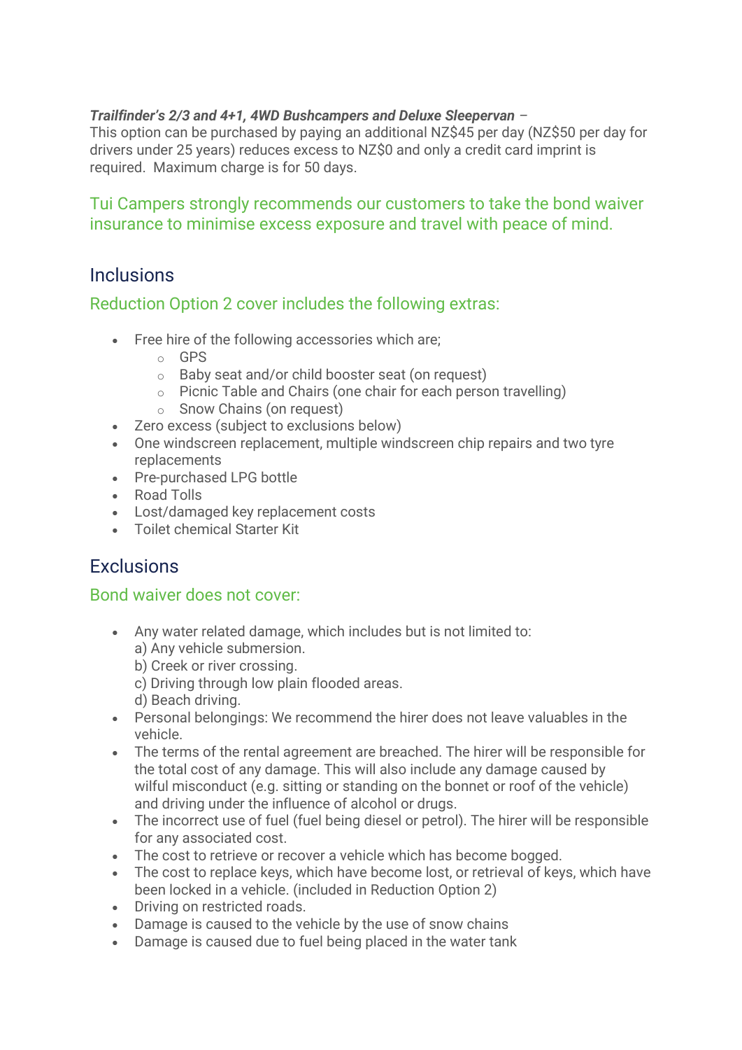***Trailfinder's 2/3 and 4+1, 4WD Bushcampers and Deluxe Sleepervan*** –
This option can be purchased by paying an additional NZ$45 per day (NZ$50 per day for drivers under 25 years) reduces excess to NZ$0 and only a credit card imprint is required.  Maximum charge is for 50 days.

Tui Campers strongly recommends our customers to take the bond waiver insurance to minimise excess exposure and travel with peace of mind.

## Inclusions

### Reduction Option 2 cover includes the following extras:

- Free hire of the following accessories which are;
  - GPS
  - Baby seat and/or child booster seat (on request)
  - Picnic Table and Chairs (one chair for each person travelling)
  - Snow Chains (on request)
- Zero excess (subject to exclusions below)
- One windscreen replacement, multiple windscreen chip repairs and two tyre replacements
- Pre-purchased LPG bottle
- Road Tolls
- Lost/damaged key replacement costs
- Toilet chemical Starter Kit

## Exclusions

### Bond waiver does not cover:

- Any water related damage, which includes but is not limited to:
  a) Any vehicle submersion.
  b) Creek or river crossing.
  c) Driving through low plain flooded areas.
  d) Beach driving.
- Personal belongings: We recommend the hirer does not leave valuables in the vehicle.
- The terms of the rental agreement are breached. The hirer will be responsible for the total cost of any damage. This will also include any damage caused by wilful misconduct (e.g. sitting or standing on the bonnet or roof of the vehicle) and driving under the influence of alcohol or drugs.
- The incorrect use of fuel (fuel being diesel or petrol). The hirer will be responsible for any associated cost.
- The cost to retrieve or recover a vehicle which has become bogged.
- The cost to replace keys, which have become lost, or retrieval of keys, which have been locked in a vehicle. (included in Reduction Option 2)
- Driving on restricted roads.
- Damage is caused to the vehicle by the use of snow chains
- Damage is caused due to fuel being placed in the water tank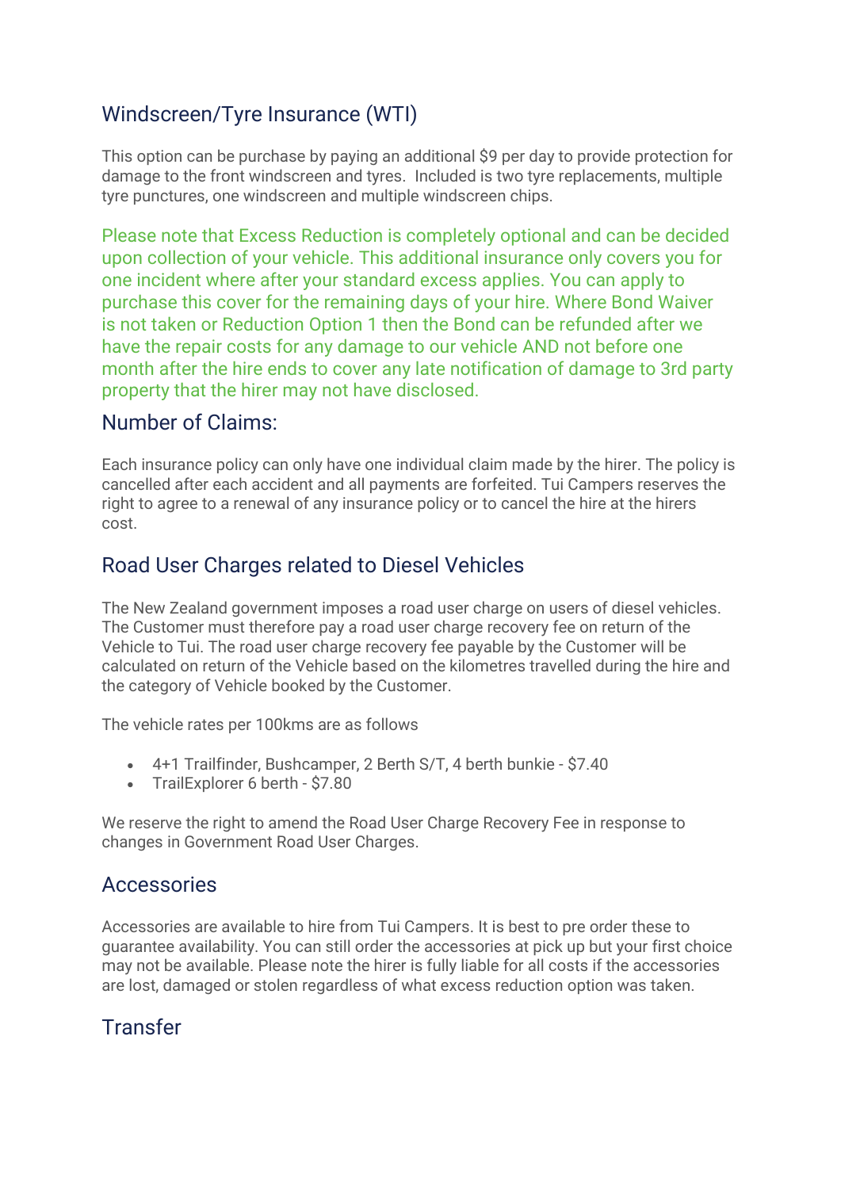## Windscreen/Tyre Insurance (WTI)

This option can be purchase by paying an additional $9 per day to provide protection for damage to the front windscreen and tyres. Included is two tyre replacements, multiple tyre punctures, one windscreen and multiple windscreen chips.

Please note that Excess Reduction is completely optional and can be decided upon collection of your vehicle. This additional insurance only covers you for one incident where after your standard excess applies. You can apply to purchase this cover for the remaining days of your hire. Where Bond Waiver is not taken or Reduction Option 1 then the Bond can be refunded after we have the repair costs for any damage to our vehicle AND not before one month after the hire ends to cover any late notification of damage to 3rd party property that the hirer may not have disclosed.

## Number of Claims:

Each insurance policy can only have one individual claim made by the hirer. The policy is cancelled after each accident and all payments are forfeited. Tui Campers reserves the right to agree to a renewal of any insurance policy or to cancel the hire at the hirers cost.

## Road User Charges related to Diesel Vehicles

The New Zealand government imposes a road user charge on users of diesel vehicles. The Customer must therefore pay a road user charge recovery fee on return of the Vehicle to Tui. The road user charge recovery fee payable by the Customer will be calculated on return of the Vehicle based on the kilometres travelled during the hire and the category of Vehicle booked by the Customer.

The vehicle rates per 100kms are as follows

- 4+1 Trailfinder, Bushcamper, 2 Berth S/T, 4 berth bunkie - $7.40
- TrailExplorer 6 berth - $7.80

We reserve the right to amend the Road User Charge Recovery Fee in response to changes in Government Road User Charges.

## Accessories

Accessories are available to hire from Tui Campers. It is best to pre order these to guarantee availability. You can still order the accessories at pick up but your first choice may not be available. Please note the hirer is fully liable for all costs if the accessories are lost, damaged or stolen regardless of what excess reduction option was taken.

## Transfer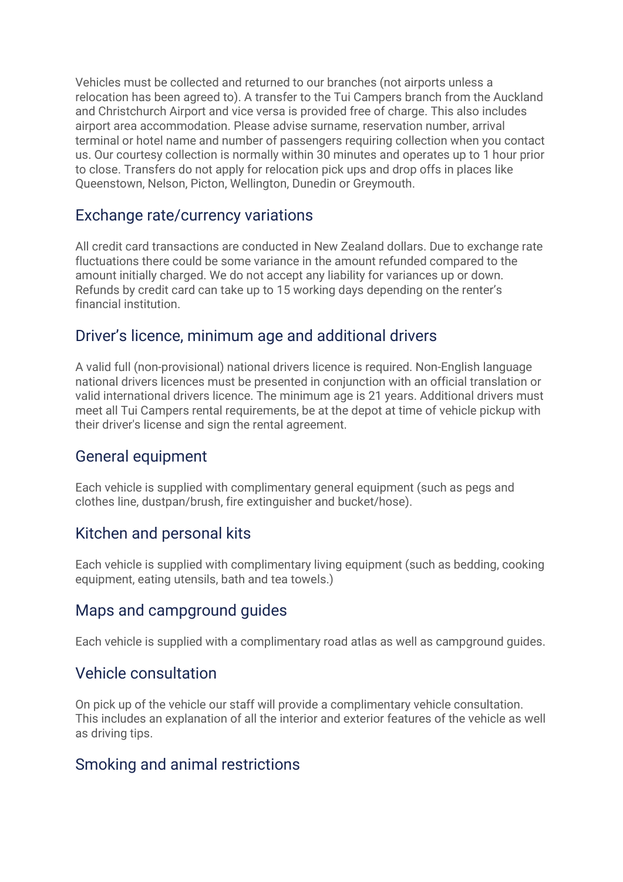Vehicles must be collected and returned to our branches (not airports unless a relocation has been agreed to). A transfer to the Tui Campers branch from the Auckland and Christchurch Airport and vice versa is provided free of charge. This also includes airport area accommodation. Please advise surname, reservation number, arrival terminal or hotel name and number of passengers requiring collection when you contact us. Our courtesy collection is normally within 30 minutes and operates up to 1 hour prior to close. Transfers do not apply for relocation pick ups and drop offs in places like Queenstown, Nelson, Picton, Wellington, Dunedin or Greymouth.

## Exchange rate/currency variations

All credit card transactions are conducted in New Zealand dollars. Due to exchange rate fluctuations there could be some variance in the amount refunded compared to the amount initially charged. We do not accept any liability for variances up or down. Refunds by credit card can take up to 15 working days depending on the renter's financial institution.

## Driver's licence, minimum age and additional drivers

A valid full (non-provisional) national drivers licence is required. Non-English language national drivers licences must be presented in conjunction with an official translation or valid international drivers licence. The minimum age is 21 years. Additional drivers must meet all Tui Campers rental requirements, be at the depot at time of vehicle pickup with their driver's license and sign the rental agreement.

## General equipment

Each vehicle is supplied with complimentary general equipment (such as pegs and clothes line, dustpan/brush, fire extinguisher and bucket/hose).

## Kitchen and personal kits

Each vehicle is supplied with complimentary living equipment (such as bedding, cooking equipment, eating utensils, bath and tea towels.)

## Maps and campground guides

Each vehicle is supplied with a complimentary road atlas as well as campground guides.

## Vehicle consultation

On pick up of the vehicle our staff will provide a complimentary vehicle consultation. This includes an explanation of all the interior and exterior features of the vehicle as well as driving tips.

## Smoking and animal restrictions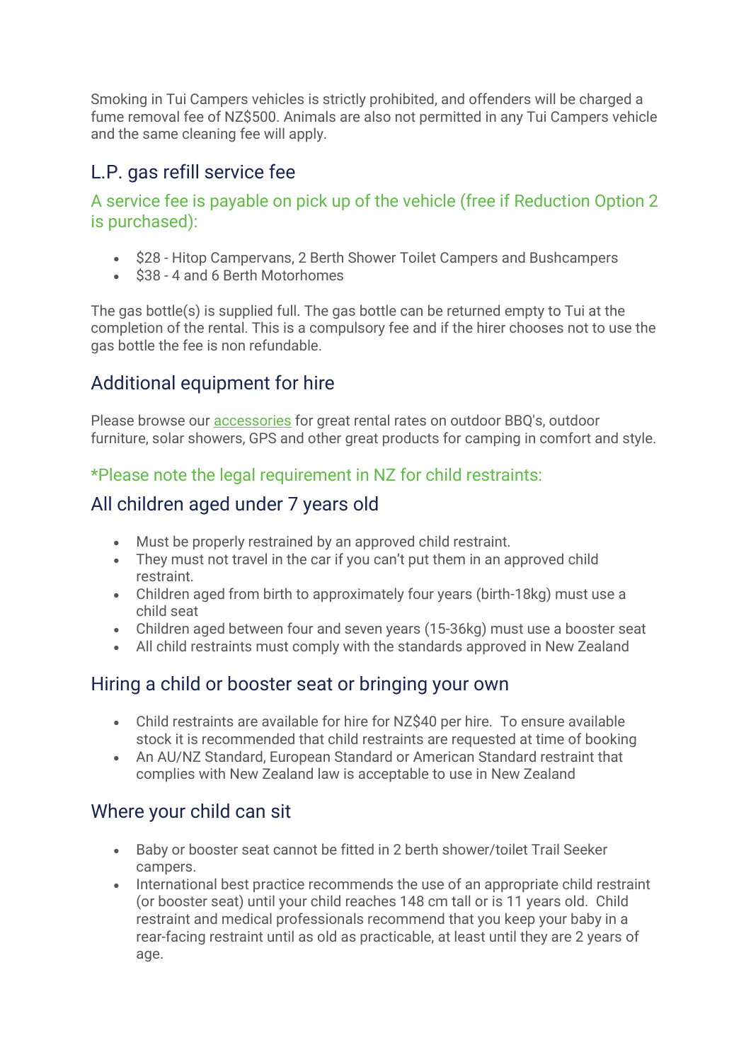Smoking in Tui Campers vehicles is strictly prohibited, and offenders will be charged a fume removal fee of NZ$500. Animals are also not permitted in any Tui Campers vehicle and the same cleaning fee will apply.

## L.P. gas refill service fee

### A service fee is payable on pick up of the vehicle (free if Reduction Option 2 is purchased):

- $28 - Hitop Campervans, 2 Berth Shower Toilet Campers and Bushcampers
- $38 - 4 and 6 Berth Motorhomes

The gas bottle(s) is supplied full. The gas bottle can be returned empty to Tui at the completion of the rental. This is a compulsory fee and if the hirer chooses not to use the gas bottle the fee is non refundable.

## Additional equipment for hire

Please browse our accessories for great rental rates on outdoor BBQ's, outdoor furniture, solar showers, GPS and other great products for camping in comfort and style.

### *Please note the legal requirement in NZ for child restraints:

## All children aged under 7 years old

- Must be properly restrained by an approved child restraint.
- They must not travel in the car if you can't put them in an approved child restraint.
- Children aged from birth to approximately four years (birth-18kg) must use a child seat
- Children aged between four and seven years (15-36kg) must use a booster seat
- All child restraints must comply with the standards approved in New Zealand

## Hiring a child or booster seat or bringing your own

- Child restraints are available for hire for NZ$40 per hire. To ensure available stock it is recommended that child restraints are requested at time of booking
- An AU/NZ Standard, European Standard or American Standard restraint that complies with New Zealand law is acceptable to use in New Zealand

## Where your child can sit

- Baby or booster seat cannot be fitted in 2 berth shower/toilet Trail Seeker campers.
- International best practice recommends the use of an appropriate child restraint (or booster seat) until your child reaches 148 cm tall or is 11 years old. Child restraint and medical professionals recommend that you keep your baby in a rear-facing restraint until as old as practicable, at least until they are 2 years of age.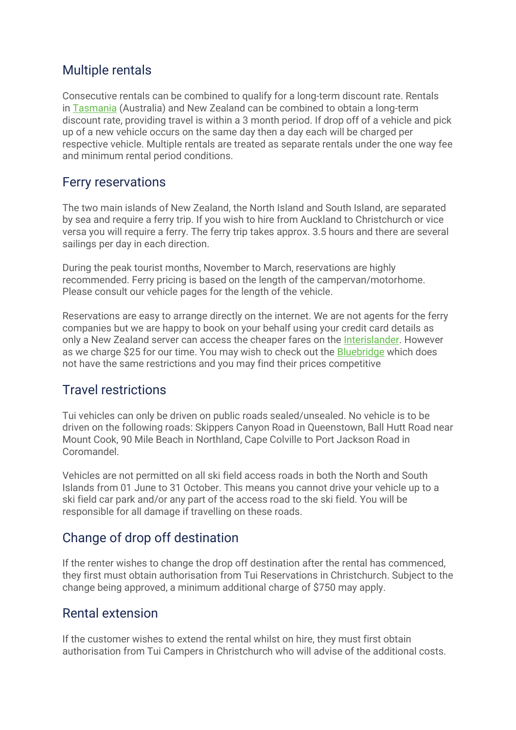## Multiple rentals

Consecutive rentals can be combined to qualify for a long-term discount rate. Rentals in Tasmania (Australia) and New Zealand can be combined to obtain a long-term discount rate, providing travel is within a 3 month period. If drop off of a vehicle and pick up of a new vehicle occurs on the same day then a day each will be charged per respective vehicle. Multiple rentals are treated as separate rentals under the one way fee and minimum rental period conditions.

## Ferry reservations

The two main islands of New Zealand, the North Island and South Island, are separated by sea and require a ferry trip. If you wish to hire from Auckland to Christchurch or vice versa you will require a ferry. The ferry trip takes approx. 3.5 hours and there are several sailings per day in each direction.

During the peak tourist months, November to March, reservations are highly recommended. Ferry pricing is based on the length of the campervan/motorhome. Please consult our vehicle pages for the length of the vehicle.

Reservations are easy to arrange directly on the internet. We are not agents for the ferry companies but we are happy to book on your behalf using your credit card details as only a New Zealand server can access the cheaper fares on the Interislander. However as we charge $25 for our time. You may wish to check out the Bluebridge which does not have the same restrictions and you may find their prices competitive

## Travel restrictions

Tui vehicles can only be driven on public roads sealed/unsealed. No vehicle is to be driven on the following roads: Skippers Canyon Road in Queenstown, Ball Hutt Road near Mount Cook, 90 Mile Beach in Northland, Cape Colville to Port Jackson Road in Coromandel.

Vehicles are not permitted on all ski field access roads in both the North and South Islands from 01 June to 31 October. This means you cannot drive your vehicle up to a ski field car park and/or any part of the access road to the ski field. You will be responsible for all damage if travelling on these roads.

## Change of drop off destination

If the renter wishes to change the drop off destination after the rental has commenced, they first must obtain authorisation from Tui Reservations in Christchurch. Subject to the change being approved, a minimum additional charge of $750 may apply.

## Rental extension

If the customer wishes to extend the rental whilst on hire, they must first obtain authorisation from Tui Campers in Christchurch who will advise of the additional costs.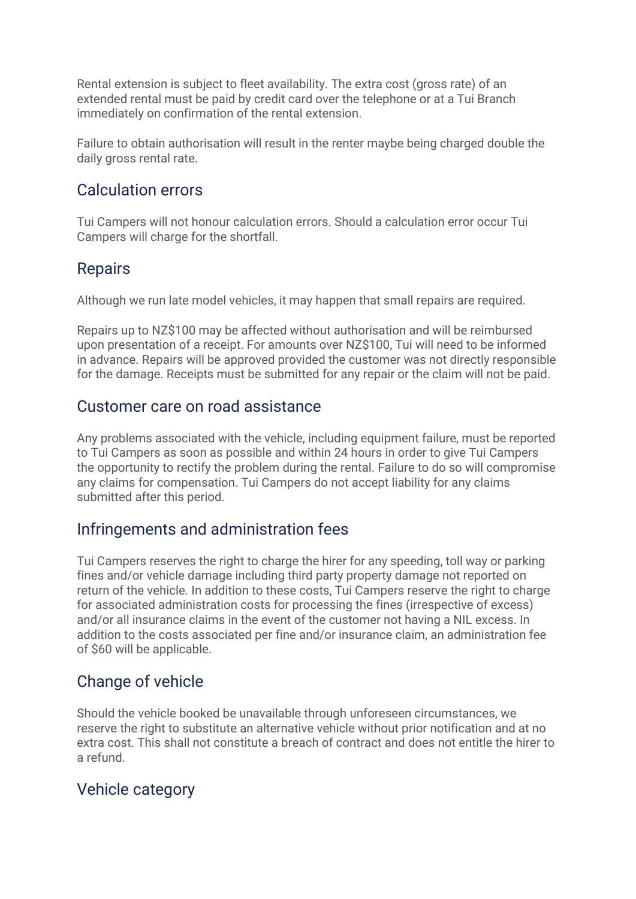Rental extension is subject to fleet availability. The extra cost (gross rate) of an extended rental must be paid by credit card over the telephone or at a Tui Branch immediately on confirmation of the rental extension.

Failure to obtain authorisation will result in the renter maybe being charged double the daily gross rental rate.

## Calculation errors

Tui Campers will not honour calculation errors. Should a calculation error occur Tui Campers will charge for the shortfall.

## Repairs

Although we run late model vehicles, it may happen that small repairs are required.

Repairs up to NZ$100 may be affected without authorisation and will be reimbursed upon presentation of a receipt. For amounts over NZ$100, Tui will need to be informed in advance. Repairs will be approved provided the customer was not directly responsible for the damage. Receipts must be submitted for any repair or the claim will not be paid.

## Customer care on road assistance

Any problems associated with the vehicle, including equipment failure, must be reported to Tui Campers as soon as possible and within 24 hours in order to give Tui Campers the opportunity to rectify the problem during the rental. Failure to do so will compromise any claims for compensation. Tui Campers do not accept liability for any claims submitted after this period.

## Infringements and administration fees

Tui Campers reserves the right to charge the hirer for any speeding, toll way or parking fines and/or vehicle damage including third party property damage not reported on return of the vehicle. In addition to these costs, Tui Campers reserve the right to charge for associated administration costs for processing the fines (irrespective of excess) and/or all insurance claims in the event of the customer not having a NIL excess. In addition to the costs associated per fine and/or insurance claim, an administration fee of $60 will be applicable.

## Change of vehicle

Should the vehicle booked be unavailable through unforeseen circumstances, we reserve the right to substitute an alternative vehicle without prior notification and at no extra cost. This shall not constitute a breach of contract and does not entitle the hirer to a refund.

## Vehicle category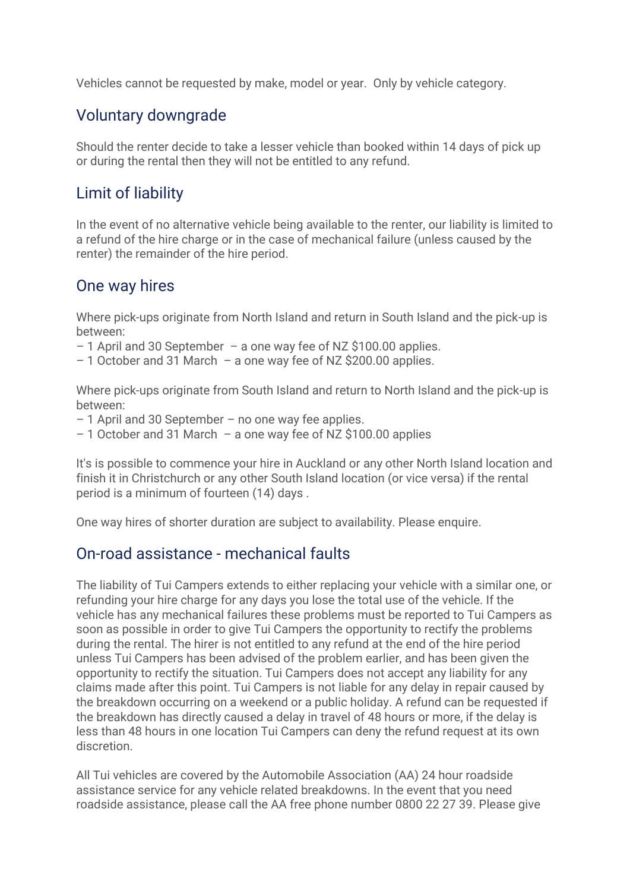Vehicles cannot be requested by make, model or year.  Only by vehicle category.

## Voluntary downgrade

Should the renter decide to take a lesser vehicle than booked within 14 days of pick up or during the rental then they will not be entitled to any refund.

## Limit of liability

In the event of no alternative vehicle being available to the renter, our liability is limited to a refund of the hire charge or in the case of mechanical failure (unless caused by the renter) the remainder of the hire period.

## One way hires

Where pick-ups originate from North Island and return in South Island and the pick-up is between:
– 1 April and 30 September  – a one way fee of NZ $100.00 applies.
– 1 October and 31 March  – a one way fee of NZ $200.00 applies.

Where pick-ups originate from South Island and return to North Island and the pick-up is between:
– 1 April and 30 September – no one way fee applies.
– 1 October and 31 March  – a one way fee of NZ $100.00 applies

It's is possible to commence your hire in Auckland or any other North Island location and finish it in Christchurch or any other South Island location (or vice versa) if the rental period is a minimum of fourteen (14) days .

One way hires of shorter duration are subject to availability. Please enquire.

## On-road assistance - mechanical faults

The liability of Tui Campers extends to either replacing your vehicle with a similar one, or refunding your hire charge for any days you lose the total use of the vehicle. If the vehicle has any mechanical failures these problems must be reported to Tui Campers as soon as possible in order to give Tui Campers the opportunity to rectify the problems during the rental. The hirer is not entitled to any refund at the end of the hire period unless Tui Campers has been advised of the problem earlier, and has been given the opportunity to rectify the situation. Tui Campers does not accept any liability for any claims made after this point. Tui Campers is not liable for any delay in repair caused by the breakdown occurring on a weekend or a public holiday. A refund can be requested if the breakdown has directly caused a delay in travel of 48 hours or more, if the delay is less than 48 hours in one location Tui Campers can deny the refund request at its own discretion.

All Tui vehicles are covered by the Automobile Association (AA) 24 hour roadside assistance service for any vehicle related breakdowns. In the event that you need roadside assistance, please call the AA free phone number 0800 22 27 39. Please give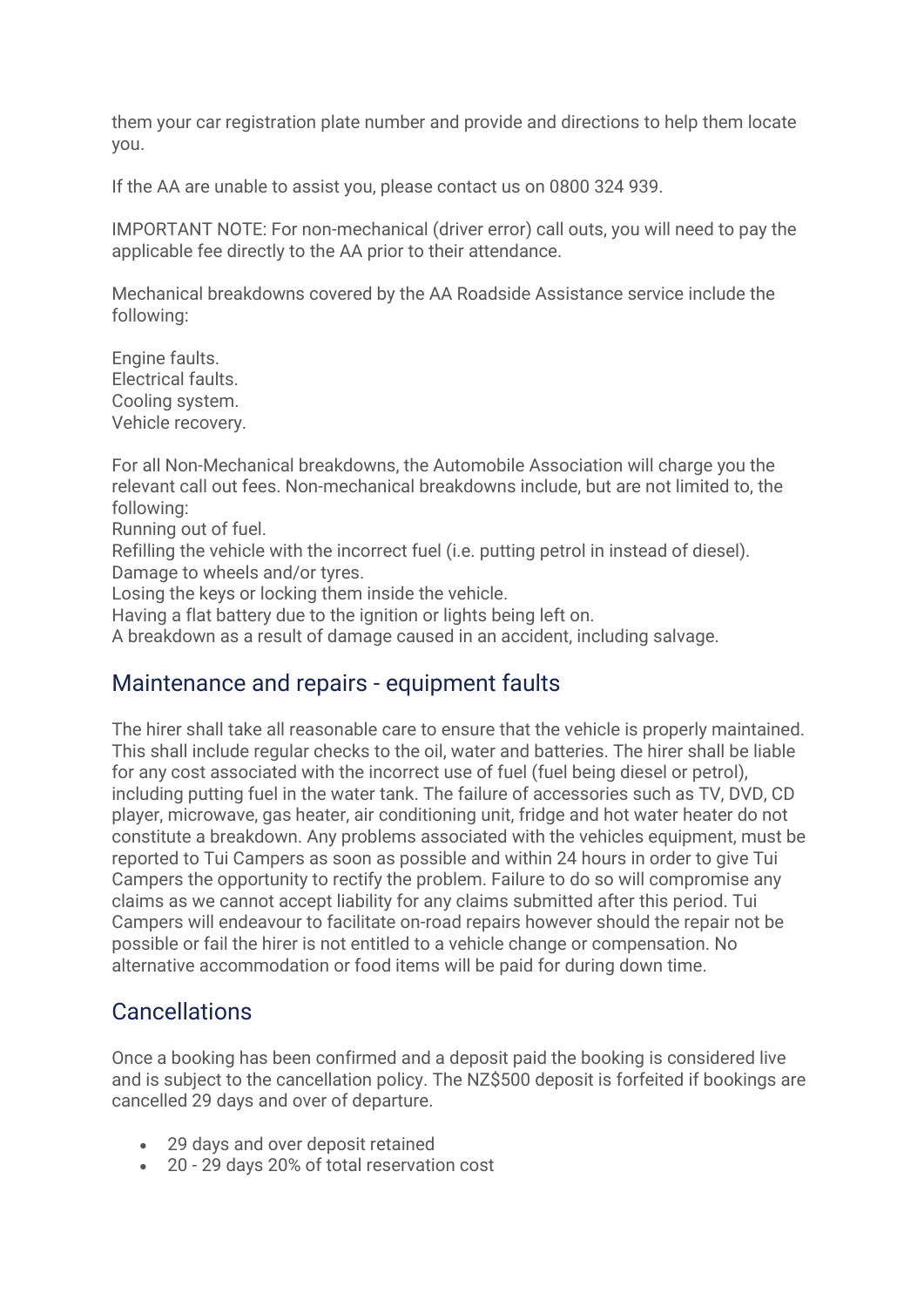them your car registration plate number and provide and directions to help them locate you.

If the AA are unable to assist you, please contact us on 0800 324 939.

IMPORTANT NOTE: For non-mechanical (driver error) call outs, you will need to pay the applicable fee directly to the AA prior to their attendance.

Mechanical breakdowns covered by the AA Roadside Assistance service include the following:

Engine faults.
Electrical faults.
Cooling system.
Vehicle recovery.

For all Non-Mechanical breakdowns, the Automobile Association will charge you the relevant call out fees. Non-mechanical breakdowns include, but are not limited to, the following:
Running out of fuel.
Refilling the vehicle with the incorrect fuel (i.e. putting petrol in instead of diesel).
Damage to wheels and/or tyres.
Losing the keys or locking them inside the vehicle.
Having a flat battery due to the ignition or lights being left on.
A breakdown as a result of damage caused in an accident, including salvage.

## Maintenance and repairs - equipment faults

The hirer shall take all reasonable care to ensure that the vehicle is properly maintained. This shall include regular checks to the oil, water and batteries. The hirer shall be liable for any cost associated with the incorrect use of fuel (fuel being diesel or petrol), including putting fuel in the water tank. The failure of accessories such as TV, DVD, CD player, microwave, gas heater, air conditioning unit, fridge and hot water heater do not constitute a breakdown. Any problems associated with the vehicles equipment, must be reported to Tui Campers as soon as possible and within 24 hours in order to give Tui Campers the opportunity to rectify the problem. Failure to do so will compromise any claims as we cannot accept liability for any claims submitted after this period. Tui Campers will endeavour to facilitate on-road repairs however should the repair not be possible or fail the hirer is not entitled to a vehicle change or compensation. No alternative accommodation or food items will be paid for during down time.

## Cancellations

Once a booking has been confirmed and a deposit paid the booking is considered live and is subject to the cancellation policy. The NZ$500 deposit is forfeited if bookings are cancelled 29 days and over of departure.

- 29 days and over deposit retained
- 20 - 29 days 20% of total reservation cost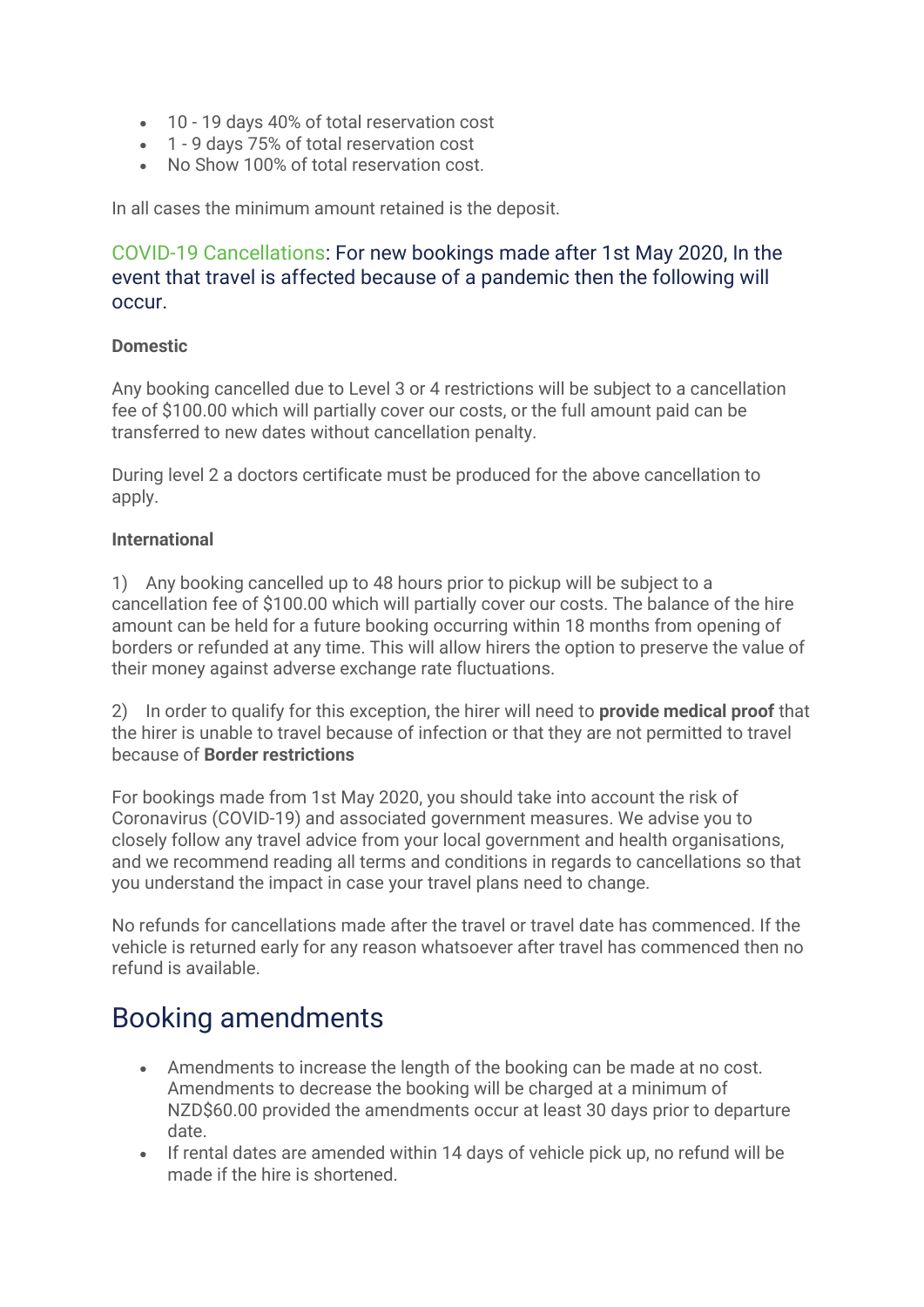- 10 - 19 days 40% of total reservation cost
- 1 - 9 days 75% of total reservation cost
- No Show 100% of total reservation cost.

In all cases the minimum amount retained is the deposit.

### COVID-19 Cancellations: For new bookings made after 1st May 2020, In the event that travel is affected because of a pandemic then the following will occur.

**Domestic**

Any booking cancelled due to Level 3 or 4 restrictions will be subject to a cancellation fee of $100.00 which will partially cover our costs, or the full amount paid can be transferred to new dates without cancellation penalty.

During level 2 a doctors certificate must be produced for the above cancellation to apply.

**International**

1) Any booking cancelled up to 48 hours prior to pickup will be subject to a cancellation fee of $100.00 which will partially cover our costs. The balance of the hire amount can be held for a future booking occurring within 18 months from opening of borders or refunded at any time. This will allow hirers the option to preserve the value of their money against adverse exchange rate fluctuations.

2) In order to qualify for this exception, the hirer will need to **provide medical proof** that the hirer is unable to travel because of infection or that they are not permitted to travel because of **Border restrictions**

For bookings made from 1st May 2020, you should take into account the risk of Coronavirus (COVID-19) and associated government measures. We advise you to closely follow any travel advice from your local government and health organisations, and we recommend reading all terms and conditions in regards to cancellations so that you understand the impact in case your travel plans need to change.

No refunds for cancellations made after the travel or travel date has commenced. If the vehicle is returned early for any reason whatsoever after travel has commenced then no refund is available.

## Booking amendments

- Amendments to increase the length of the booking can be made at no cost. Amendments to decrease the booking will be charged at a minimum of NZD$60.00 provided the amendments occur at least 30 days prior to departure date.
- If rental dates are amended within 14 days of vehicle pick up, no refund will be made if the hire is shortened.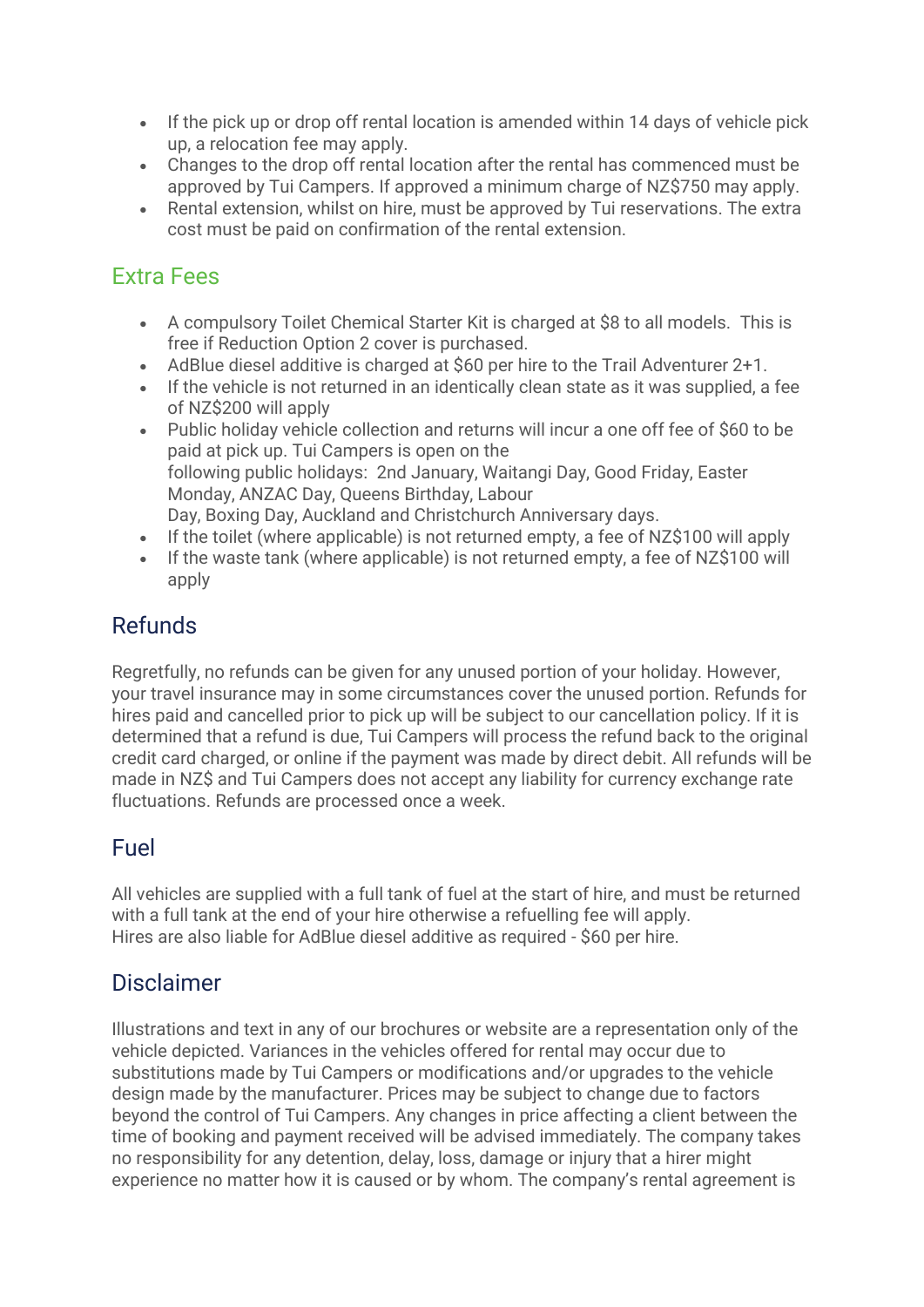- If the pick up or drop off rental location is amended within 14 days of vehicle pick up, a relocation fee may apply.
- Changes to the drop off rental location after the rental has commenced must be approved by Tui Campers. If approved a minimum charge of NZ$750 may apply.
- Rental extension, whilst on hire, must be approved by Tui reservations. The extra cost must be paid on confirmation of the rental extension.

## Extra Fees

- A compulsory Toilet Chemical Starter Kit is charged at $8 to all models. This is free if Reduction Option 2 cover is purchased.
- AdBlue diesel additive is charged at $60 per hire to the Trail Adventurer 2+1.
- If the vehicle is not returned in an identically clean state as it was supplied, a fee of NZ$200 will apply
- Public holiday vehicle collection and returns will incur a one off fee of $60 to be paid at pick up. Tui Campers is open on the following public holidays: 2nd January, Waitangi Day, Good Friday, Easter Monday, ANZAC Day, Queens Birthday, Labour Day, Boxing Day, Auckland and Christchurch Anniversary days.
- If the toilet (where applicable) is not returned empty, a fee of NZ$100 will apply
- If the waste tank (where applicable) is not returned empty, a fee of NZ$100 will apply

## Refunds

Regretfully, no refunds can be given for any unused portion of your holiday. However, your travel insurance may in some circumstances cover the unused portion. Refunds for hires paid and cancelled prior to pick up will be subject to our cancellation policy. If it is determined that a refund is due, Tui Campers will process the refund back to the original credit card charged, or online if the payment was made by direct debit. All refunds will be made in NZ$ and Tui Campers does not accept any liability for currency exchange rate fluctuations. Refunds are processed once a week.

## Fuel

All vehicles are supplied with a full tank of fuel at the start of hire, and must be returned with a full tank at the end of your hire otherwise a refuelling fee will apply.
Hires are also liable for AdBlue diesel additive as required - $60 per hire.

## Disclaimer

Illustrations and text in any of our brochures or website are a representation only of the vehicle depicted. Variances in the vehicles offered for rental may occur due to substitutions made by Tui Campers or modifications and/or upgrades to the vehicle design made by the manufacturer. Prices may be subject to change due to factors beyond the control of Tui Campers. Any changes in price affecting a client between the time of booking and payment received will be advised immediately. The company takes no responsibility for any detention, delay, loss, damage or injury that a hirer might experience no matter how it is caused or by whom. The company's rental agreement is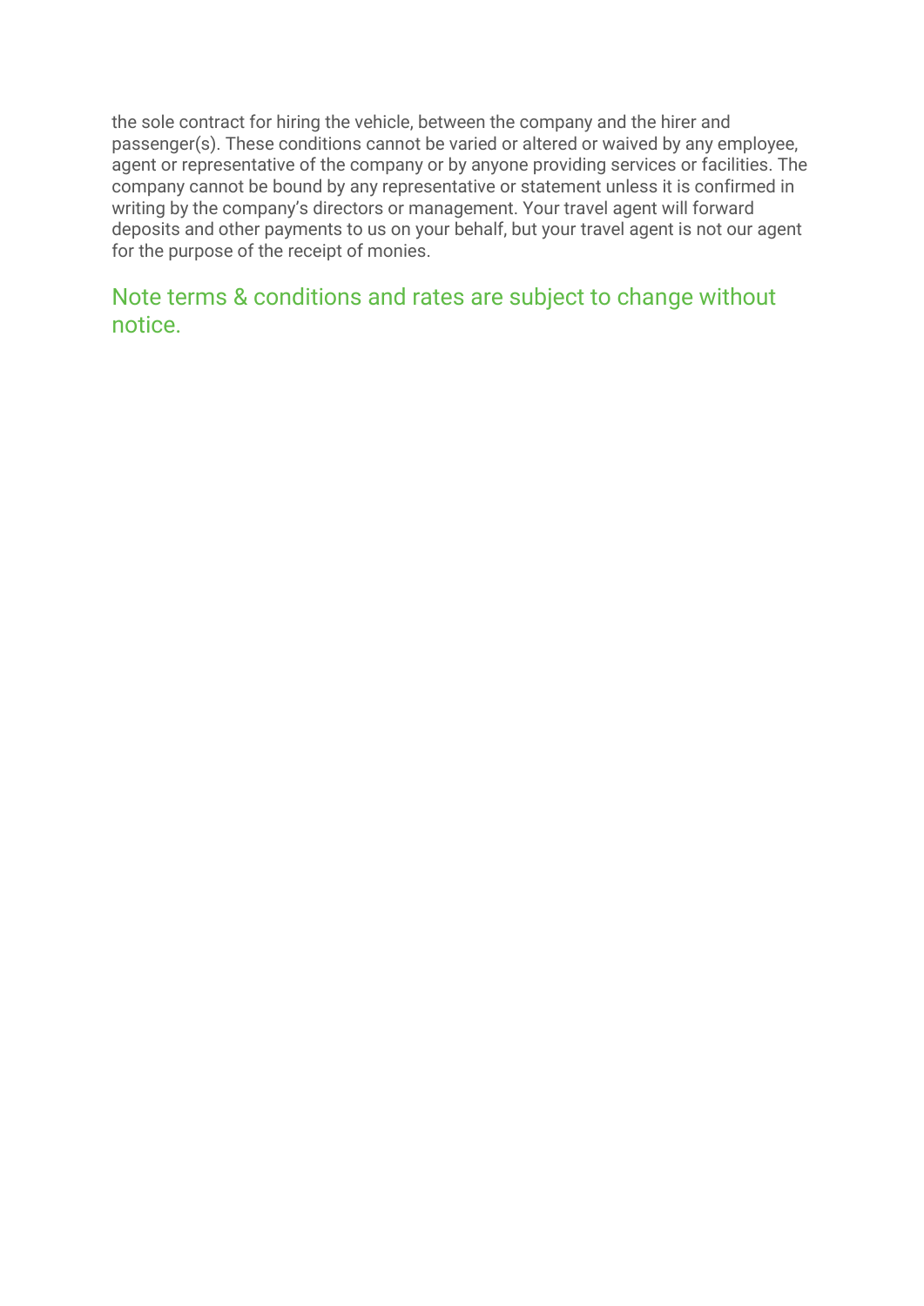the sole contract for hiring the vehicle, between the company and the hirer and passenger(s). These conditions cannot be varied or altered or waived by any employee, agent or representative of the company or by anyone providing services or facilities. The company cannot be bound by any representative or statement unless it is confirmed in writing by the company's directors or management. Your travel agent will forward deposits and other payments to us on your behalf, but your travel agent is not our agent for the purpose of the receipt of monies.

## Note terms & conditions and rates are subject to change without notice.